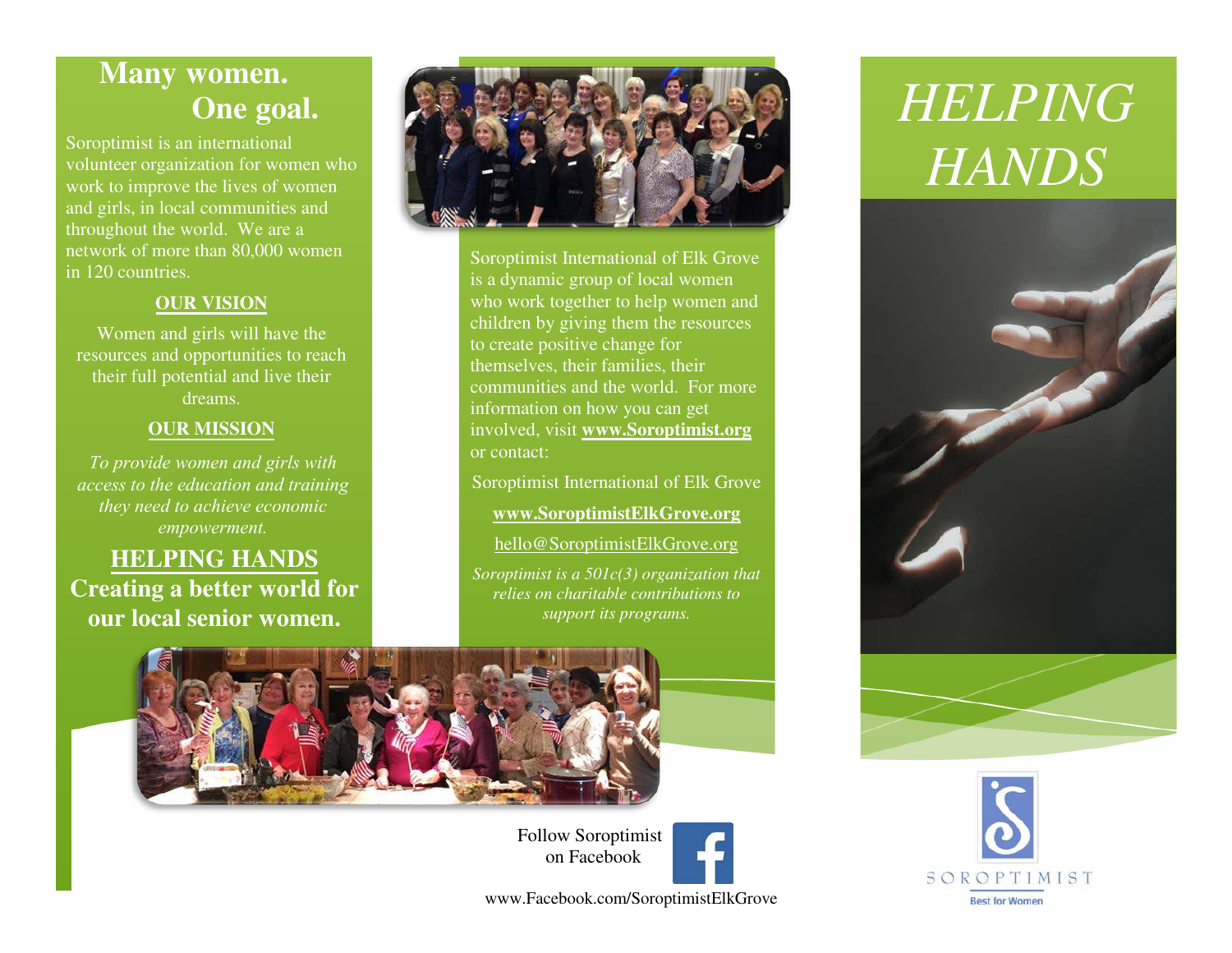# Many women.
# One goal.

Soroptimist is an international volunteer organization for women who work to improve the lives of women and girls, in local communities and throughout the world. We are a network of more than 80,000 women in 120 countries.

## OUR VISION

Women and girls will have the resources and opportunities to reach their full potential and live their dreams.

## OUR MISSION

*To provide women and girls with access to the education and training they need to achieve economic empowerment.*

## HELPING HANDS

**Creating a better world for our local senior women.**

Soroptimist International of Elk Grove is a dynamic group of local women who work together to help women and children by giving them the resources to create positive change for themselves, their families, their communities and the world. For more information on how you can get involved, visit **www.Soroptimist.org** or contact:

Soroptimist International of Elk Grove

**www.SoroptimistElkGrove.org**

hello@SoroptimistElkGrove.org

*Soroptimist is a 501c(3) organization that relies on charitable contributions to support its programs.*

Follow Soroptimist on Facebook

www.Facebook.com/SoroptimistElkGrove

# *HELPING HANDS*

SOROPTIMIST

Best for Women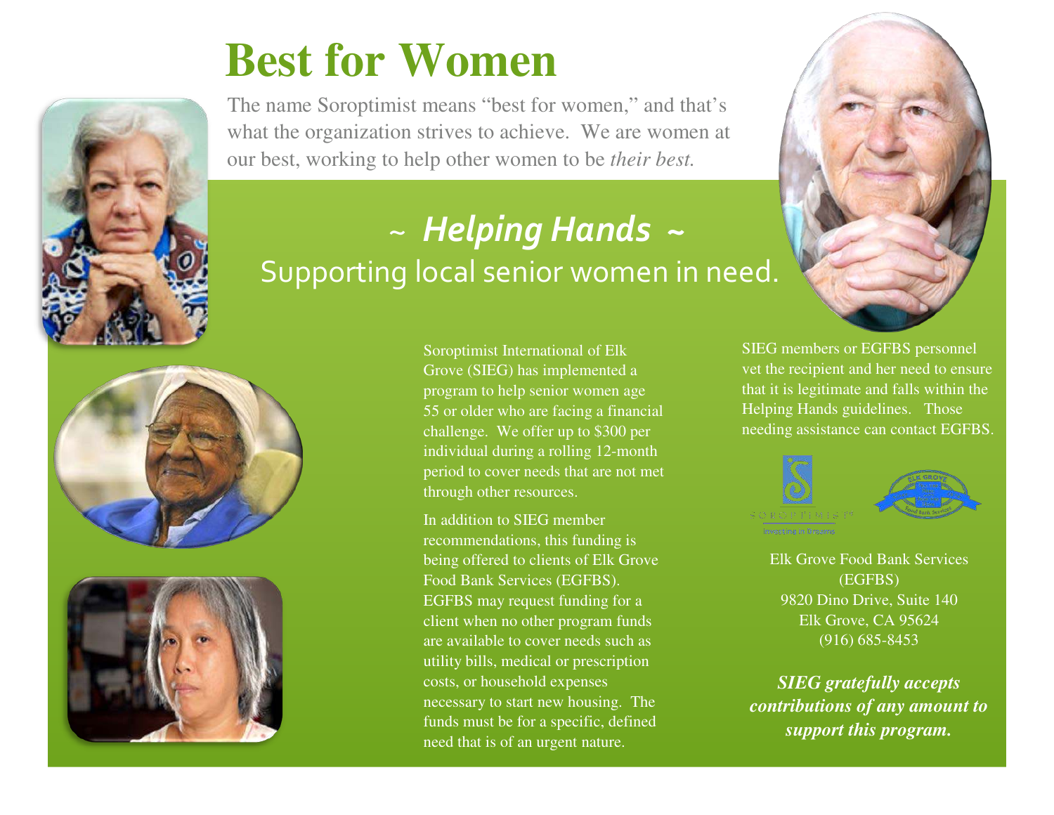# Best for Women

The name Soroptimist means "best for women," and that's what the organization strives to achieve. We are women at our best, working to help other women to be *their best.*

## ~ *Helping Hands* ~

Supporting local senior women in need.

Soroptimist International of Elk Grove (SIEG) has implemented a program to help senior women age 55 or older who are facing a financial challenge. We offer up to $300 per individual during a rolling 12-month period to cover needs that are not met through other resources.

In addition to SIEG member recommendations, this funding is being offered to clients of Elk Grove Food Bank Services (EGFBS). EGFBS may request funding for a client when no other program funds are available to cover needs such as utility bills, medical or prescription costs, or household expenses necessary to start new housing. The funds must be for a specific, defined need that is of an urgent nature.

SIEG members or EGFBS personnel vet the recipient and her need to ensure that it is legitimate and falls within the Helping Hands guidelines. Those needing assistance can contact EGFBS.

SOROPTIMIST
Investing in Dreams

Elk Grove Food Bank Services
(EGFBS)
9820 Dino Drive, Suite 140
Elk Grove, CA 95624
(916) 685-8453

***SIEG gratefully accepts contributions of any amount to support this program.***